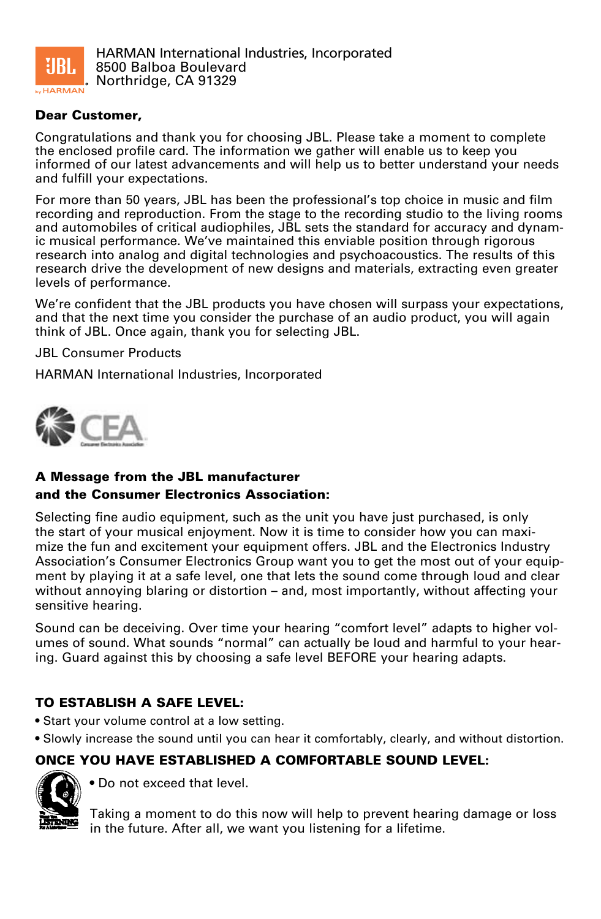HARMAN International Industries, Incorporated
8500 Balboa Boulevard
Northridge, CA 91329

**Dear Customer,**

Congratulations and thank you for choosing JBL. Please take a moment to complete the enclosed profile card. The information we gather will enable us to keep you informed of our latest advancements and will help us to better understand your needs and fulfill your expectations.

For more than 50 years, JBL has been the professional's top choice in music and film recording and reproduction. From the stage to the recording studio to the living rooms and automobiles of critical audiophiles, JBL sets the standard for accuracy and dynamic musical performance. We've maintained this enviable position through rigorous research into analog and digital technologies and psychoacoustics. The results of this research drive the development of new designs and materials, extracting even greater levels of performance.

We're confident that the JBL products you have chosen will surpass your expectations, and that the next time you consider the purchase of an audio product, you will again think of JBL. Once again, thank you for selecting JBL.

JBL Consumer Products

HARMAN International Industries, Incorporated

**A Message from the JBL manufacturer and the Consumer Electronics Association:**

Selecting fine audio equipment, such as the unit you have just purchased, is only the start of your musical enjoyment. Now it is time to consider how you can maximize the fun and excitement your equipment offers. JBL and the Electronics Industry Association's Consumer Electronics Group want you to get the most out of your equipment by playing it at a safe level, one that lets the sound come through loud and clear without annoying blaring or distortion – and, most importantly, without affecting your sensitive hearing.

Sound can be deceiving. Over time your hearing "comfort level" adapts to higher volumes of sound. What sounds "normal" can actually be loud and harmful to your hearing. Guard against this by choosing a safe level BEFORE your hearing adapts.

### TO ESTABLISH A SAFE LEVEL:

- Start your volume control at a low setting.
- Slowly increase the sound until you can hear it comfortably, clearly, and without distortion.

### ONCE YOU HAVE ESTABLISHED A COMFORTABLE SOUND LEVEL:

- Do not exceed that level.

Taking a moment to do this now will help to prevent hearing damage or loss in the future. After all, we want you listening for a lifetime.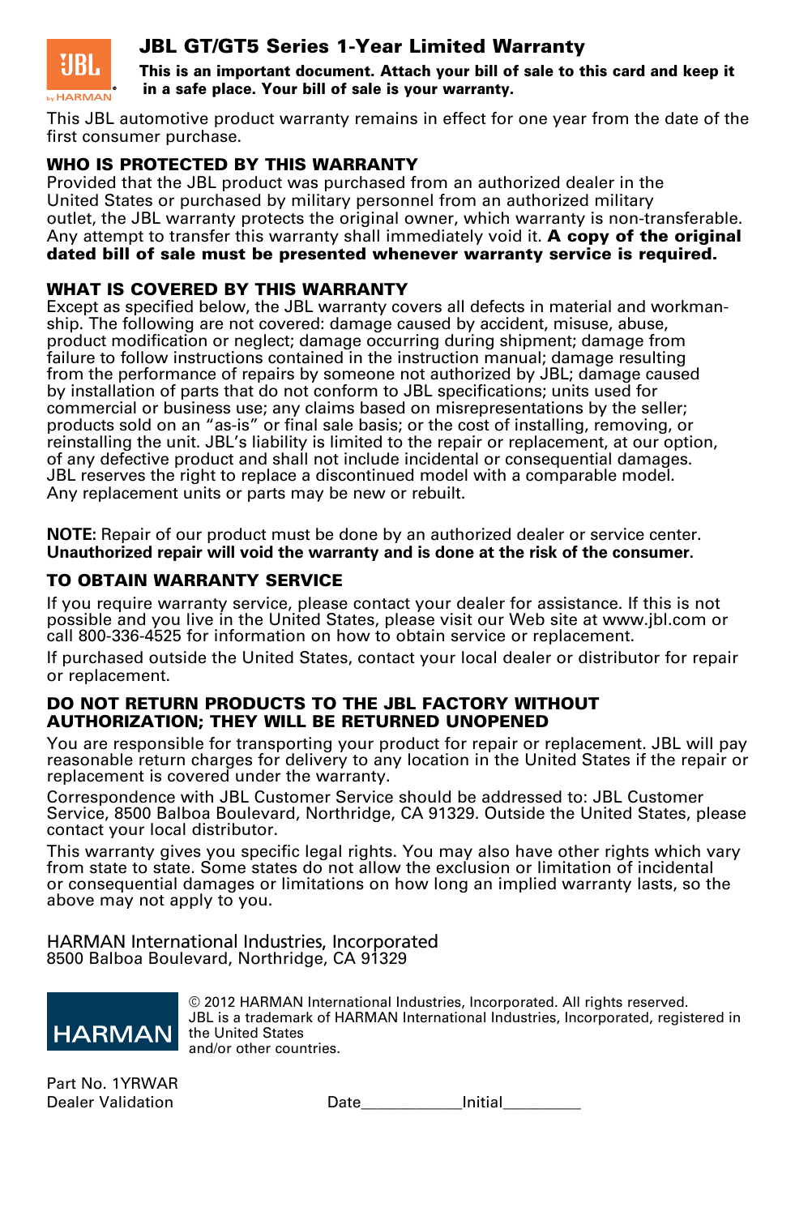# JBL GT/GT5 Series 1-Year Limited Warranty

**This is an important document. Attach your bill of sale to this card and keep it in a safe place. Your bill of sale is your warranty.**

This JBL automotive product warranty remains in effect for one year from the date of the first consumer purchase.

## WHO IS PROTECTED BY THIS WARRANTY

Provided that the JBL product was purchased from an authorized dealer in the United States or purchased by military personnel from an authorized military outlet, the JBL warranty protects the original owner, which warranty is non-transferable. Any attempt to transfer this warranty shall immediately void it. **A copy of the original dated bill of sale must be presented whenever warranty service is required.**

## WHAT IS COVERED BY THIS WARRANTY

Except as specified below, the JBL warranty covers all defects in material and workmanship. The following are not covered: damage caused by accident, misuse, abuse, product modification or neglect; damage occurring during shipment; damage from failure to follow instructions contained in the instruction manual; damage resulting from the performance of repairs by someone not authorized by JBL; damage caused by installation of parts that do not conform to JBL specifications; units used for commercial or business use; any claims based on misrepresentations by the seller; products sold on an "as-is" or final sale basis; or the cost of installing, removing, or reinstalling the unit. JBL's liability is limited to the repair or replacement, at our option, of any defective product and shall not include incidental or consequential damages. JBL reserves the right to replace a discontinued model with a comparable model. Any replacement units or parts may be new or rebuilt.

**NOTE:** Repair of our product must be done by an authorized dealer or service center. **Unauthorized repair will void the warranty and is done at the risk of the consumer.**

## TO OBTAIN WARRANTY SERVICE

If you require warranty service, please contact your dealer for assistance. If this is not possible and you live in the United States, please visit our Web site at www.jbl.com or call 800-336-4525 for information on how to obtain service or replacement.

If purchased outside the United States, contact your local dealer or distributor for repair or replacement.

## DO NOT RETURN PRODUCTS TO THE JBL FACTORY WITHOUT AUTHORIZATION; THEY WILL BE RETURNED UNOPENED

You are responsible for transporting your product for repair or replacement. JBL will pay reasonable return charges for delivery to any location in the United States if the repair or replacement is covered under the warranty.

Correspondence with JBL Customer Service should be addressed to: JBL Customer Service, 8500 Balboa Boulevard, Northridge, CA 91329. Outside the United States, please contact your local distributor.

This warranty gives you specific legal rights. You may also have other rights which vary from state to state. Some states do not allow the exclusion or limitation of incidental or consequential damages or limitations on how long an implied warranty lasts, so the above may not apply to you.

HARMAN International Industries, Incorporated
8500 Balboa Boulevard, Northridge, CA 91329

© 2012 HARMAN International Industries, Incorporated. All rights reserved.
JBL is a trademark of HARMAN International Industries, Incorporated, registered in the United States and/or other countries.

Part No. 1YRWAR

Dealer Validation Date\_\_\_\_\_\_\_\_\_\_\_\_Initial\_\_\_\_\_\_\_\_\_\_